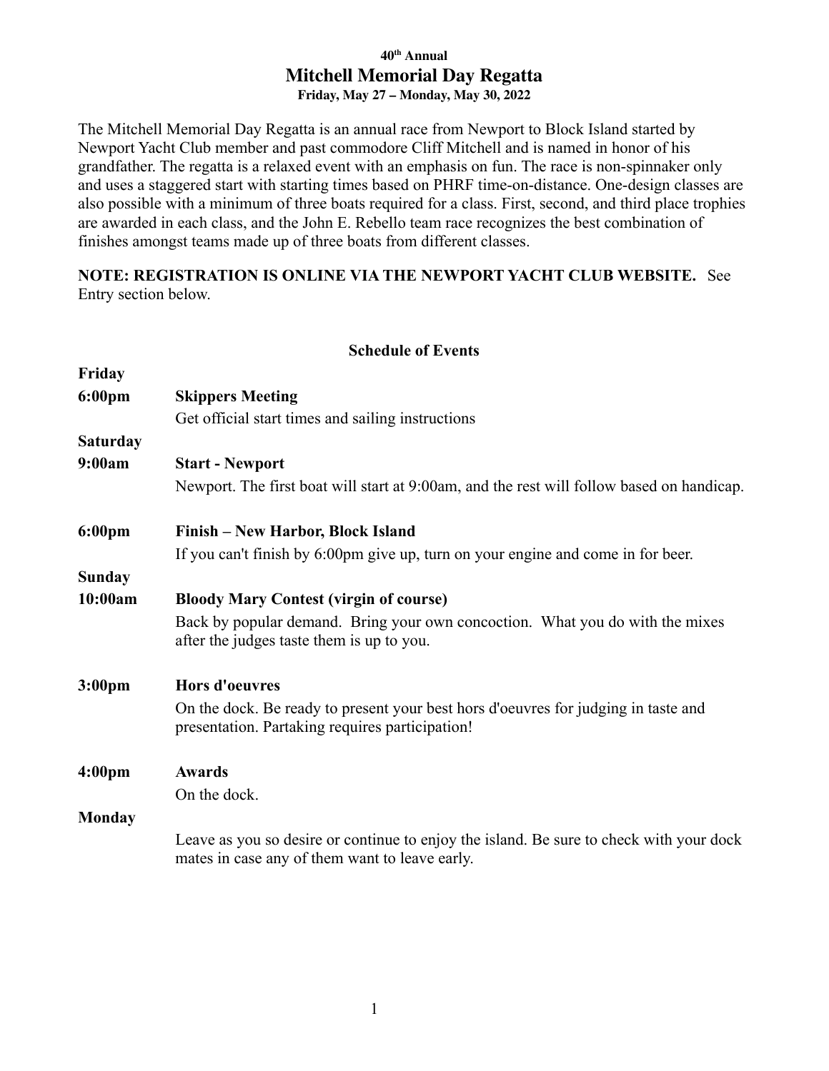**40th Annual**

# Mitchell Memorial Day Regatta

**Friday, May 27 – Monday, May 30, 2022**

The Mitchell Memorial Day Regatta is an annual race from Newport to Block Island started by Newport Yacht Club member and past commodore Cliff Mitchell and is named in honor of his grandfather. The regatta is a relaxed event with an emphasis on fun. The race is non-spinnaker only and uses a staggered start with starting times based on PHRF time-on-distance. One-design classes are also possible with a minimum of three boats required for a class. First, second, and third place trophies are awarded in each class, and the John E. Rebello team race recognizes the best combination of finishes amongst teams made up of three boats from different classes.

**NOTE: REGISTRATION IS ONLINE VIA THE NEWPORT YACHT CLUB WEBSITE.** See Entry section below.

## Schedule of Events

**Friday**

**6:00pm** — **Skippers Meeting**

Get official start times and sailing instructions

**Saturday**

**9:00am** — **Start - Newport**

Newport. The first boat will start at 9:00am, and the rest will follow based on handicap.

**6:00pm** — **Finish – New Harbor, Block Island**

If you can't finish by 6:00pm give up, turn on your engine and come in for beer.

**Sunday**

**10:00am** — **Bloody Mary Contest (virgin of course)**

Back by popular demand. Bring your own concoction. What you do with the mixes after the judges taste them is up to you.

**3:00pm** — **Hors d'oeuvres**

On the dock. Be ready to present your best hors d'oeuvres for judging in taste and presentation. Partaking requires participation!

**4:00pm** — **Awards**

On the dock.

**Monday**

Leave as you so desire or continue to enjoy the island. Be sure to check with your dock mates in case any of them want to leave early.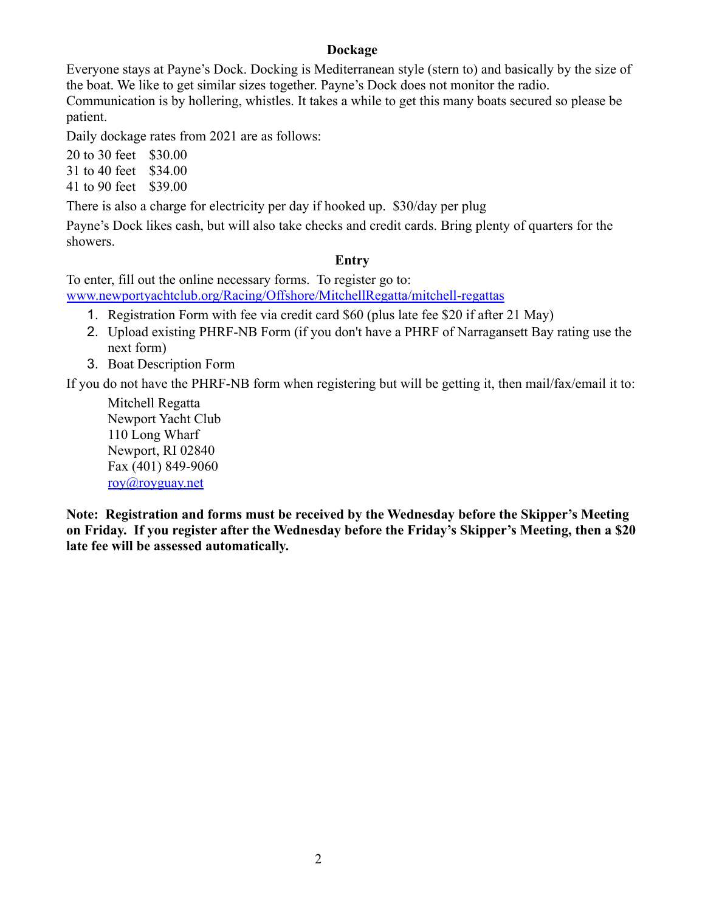## Dockage

Everyone stays at Payne's Dock. Docking is Mediterranean style (stern to) and basically by the size of the boat. We like to get similar sizes together. Payne's Dock does not monitor the radio. Communication is by hollering, whistles. It takes a while to get this many boats secured so please be patient.

Daily dockage rates from 2021 are as follows:

| | |
|---|---|
| 20 to 30 feet | $30.00 |
| 31 to 40 feet | $34.00 |
| 41 to 90 feet | $39.00 |

There is also a charge for electricity per day if hooked up. $30/day per plug

Payne's Dock likes cash, but will also take checks and credit cards. Bring plenty of quarters for the showers.

## Entry

To enter, fill out the online necessary forms. To register go to: [www.newportyachtclub.org/Racing/Offshore/MitchellRegatta/mitchell-regattas](www.newportyachtclub.org/Racing/Offshore/MitchellRegatta/mitchell-regattas)

1. Registration Form with fee via credit card $60 (plus late fee $20 if after 21 May)
2. Upload existing PHRF-NB Form (if you don't have a PHRF of Narragansett Bay rating use the next form)
3. Boat Description Form

If you do not have the PHRF-NB form when registering but will be getting it, then mail/fax/email it to:

> Mitchell Regatta
> Newport Yacht Club
> 110 Long Wharf
> Newport, RI 02840
> Fax (401) 849-9060
> [roy@royguay.net](mailto:roy@royguay.net)

**Note: Registration and forms must be received by the Wednesday before the Skipper's Meeting on Friday. If you register after the Wednesday before the Friday's Skipper's Meeting, then a $20 late fee will be assessed automatically.**